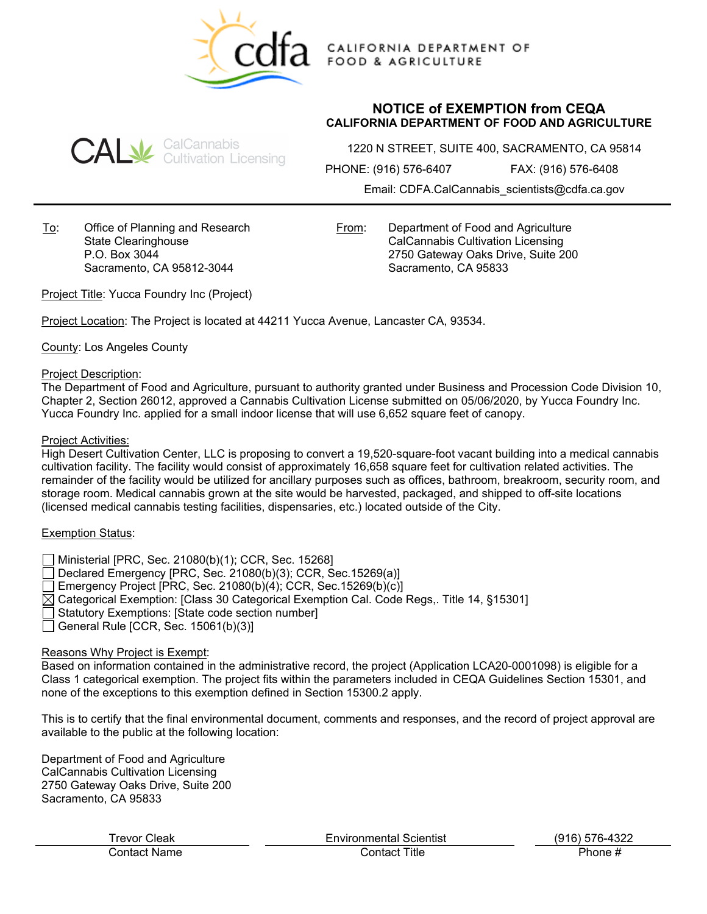CALIFORNIA DEPARTMENT OF FOOD & AGRICULTURE

CalCannabis Cultivation Licensing

## NOTICE of EXEMPTION from CEQA
### CALIFORNIA DEPARTMENT OF FOOD AND AGRICULTURE

1220 N STREET, SUITE 400, SACRAMENTO, CA 95814

PHONE: (916) 576-6407 FAX: (916) 576-6408

Email: CDFA.CalCannabis_scientists@cdfa.ca.gov

---

To: Office of Planning and Research
State Clearinghouse
P.O. Box 3044
Sacramento, CA 95812-3044

From: Department of Food and Agriculture
CalCannabis Cultivation Licensing
2750 Gateway Oaks Drive, Suite 200
Sacramento, CA 95833

Project Title: Yucca Foundry Inc (Project)

Project Location: The Project is located at 44211 Yucca Avenue, Lancaster CA, 93534.

County: Los Angeles County

Project Description:
The Department of Food and Agriculture, pursuant to authority granted under Business and Procession Code Division 10, Chapter 2, Section 26012, approved a Cannabis Cultivation License submitted on 05/06/2020, by Yucca Foundry Inc. Yucca Foundry Inc. applied for a small indoor license that will use 6,652 square feet of canopy.

Project Activities:
High Desert Cultivation Center, LLC is proposing to convert a 19,520-square-foot vacant building into a medical cannabis cultivation facility. The facility would consist of approximately 16,658 square feet for cultivation related activities. The remainder of the facility would be utilized for ancillary purposes such as offices, bathroom, breakroom, security room, and storage room. Medical cannabis grown at the site would be harvested, packaged, and shipped to off-site locations (licensed medical cannabis testing facilities, dispensaries, etc.) located outside of the City.

Exemption Status:

- ☐ Ministerial [PRC, Sec. 21080(b)(1); CCR, Sec. 15268]
- ☐ Declared Emergency [PRC, Sec. 21080(b)(3); CCR, Sec.15269(a)]
- ☐ Emergency Project [PRC, Sec. 21080(b)(4); CCR, Sec.15269(b)(c)]
- ☒ Categorical Exemption: [Class 30 Categorical Exemption Cal. Code Regs,. Title 14, §15301]
- ☐ Statutory Exemptions: [State code section number]
- ☐ General Rule [CCR, Sec. 15061(b)(3)]

Reasons Why Project is Exempt:
Based on information contained in the administrative record, the project (Application LCA20-0001098) is eligible for a Class 1 categorical exemption. The project fits within the parameters included in CEQA Guidelines Section 15301, and none of the exceptions to this exemption defined in Section 15300.2 apply.

This is to certify that the final environmental document, comments and responses, and the record of project approval are available to the public at the following location:

Department of Food and Agriculture
CalCannabis Cultivation Licensing
2750 Gateway Oaks Drive, Suite 200
Sacramento, CA 95833

| Trevor Cleak | Environmental Scientist | (916) 576-4322 |
|---|---|---|
| Contact Name | Contact Title | Phone # |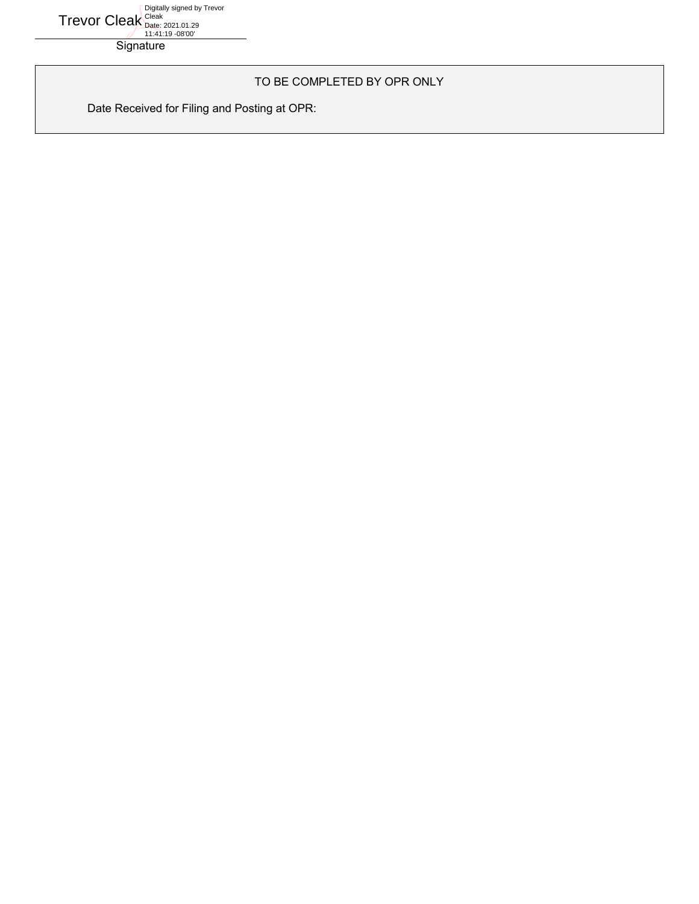Trevor Cleak Digitally signed by Trevor Cleak Date: 2021.01.29 11:41:19 -08'00'

Signature

TO BE COMPLETED BY OPR ONLY

Date Received for Filing and Posting at OPR: